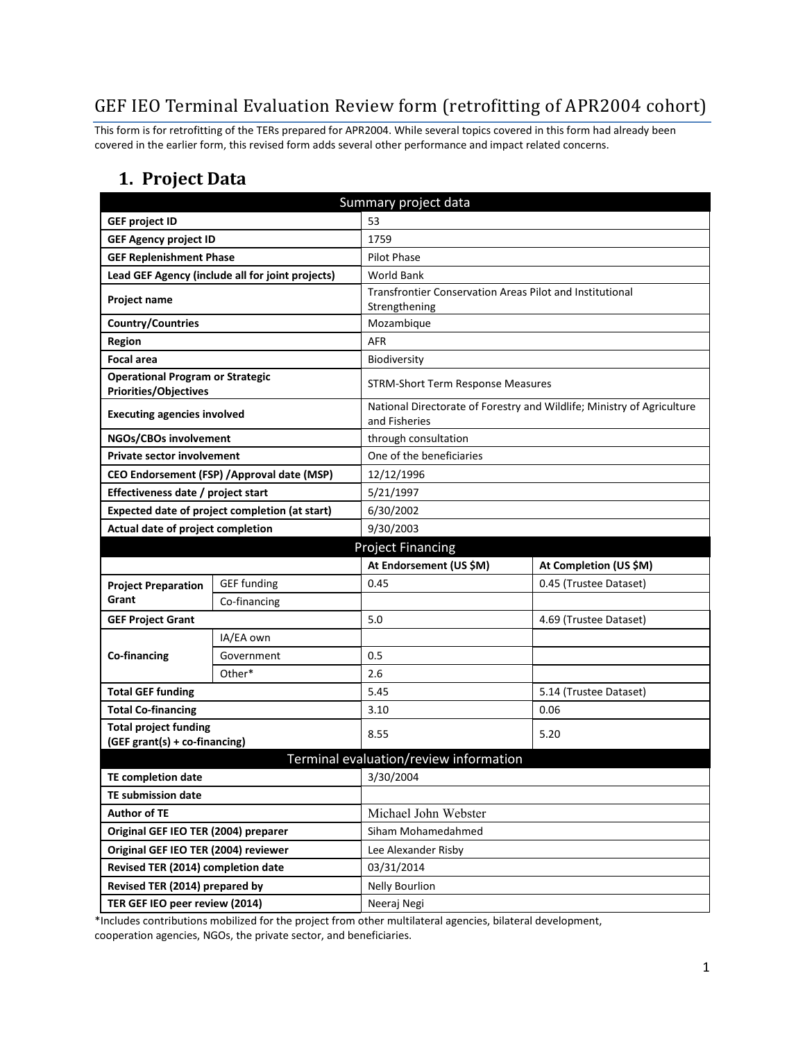# GEF IEO Terminal Evaluation Review form (retrofitting of APR2004 cohort)

This form is for retrofitting of the TERs prepared for APR2004. While several topics covered in this form had already been covered in the earlier form, this revised form adds several other performance and impact related concerns.

## 1. Project Data

| Summary project data | | | |
|---|---|---|---|
| **GEF project ID** | | 53 | |
| **GEF Agency project ID** | | 1759 | |
| **GEF Replenishment Phase** | | Pilot Phase | |
| **Lead GEF Agency (include all for joint projects)** | | World Bank | |
| **Project name** | | Transfrontier Conservation Areas Pilot and Institutional Strengthening | |
| **Country/Countries** | | Mozambique | |
| **Region** | | AFR | |
| **Focal area** | | Biodiversity | |
| **Operational Program or Strategic Priorities/Objectives** | | STRM-Short Term Response Measures | |
| **Executing agencies involved** | | National Directorate of Forestry and Wildlife; Ministry of Agriculture and Fisheries | |
| **NGOs/CBOs involvement** | | through consultation | |
| **Private sector involvement** | | One of the beneficiaries | |
| **CEO Endorsement (FSP) /Approval date (MSP)** | | 12/12/1996 | |
| **Effectiveness date / project start** | | 5/21/1997 | |
| **Expected date of project completion (at start)** | | 6/30/2002 | |
| **Actual date of project completion** | | 9/30/2003 | |
| **Project Financing** | | | |
| | | **At Endorsement (US $M)** | **At Completion (US $M)** |
| **Project Preparation Grant** | GEF funding | 0.45 | 0.45 (Trustee Dataset) |
| | Co-financing | | |
| **GEF Project Grant** | | 5.0 | 4.69 (Trustee Dataset) |
| **Co-financing** | IA/EA own | | |
| | Government | 0.5 | |
| | Other* | 2.6 | |
| **Total GEF funding** | | 5.45 | 5.14 (Trustee Dataset) |
| **Total Co-financing** | | 3.10 | 0.06 |
| **Total project funding (GEF grant(s) + co-financing)** | | 8.55 | 5.20 |
| **Terminal evaluation/review information** | | | |
| **TE completion date** | | 3/30/2004 | |
| **TE submission date** | | | |
| **Author of TE** | | Michael John Webster | |
| **Original GEF IEO TER (2004) preparer** | | Siham Mohamedahmed | |
| **Original GEF IEO TER (2004) reviewer** | | Lee Alexander Risby | |
| **Revised TER (2014) completion date** | | 03/31/2014 | |
| **Revised TER (2014) prepared by** | | Nelly Bourlion | |
| **TER GEF IEO peer review (2014)** | | Neeraj Negi | |

*Includes contributions mobilized for the project from other multilateral agencies, bilateral development, cooperation agencies, NGOs, the private sector, and beneficiaries.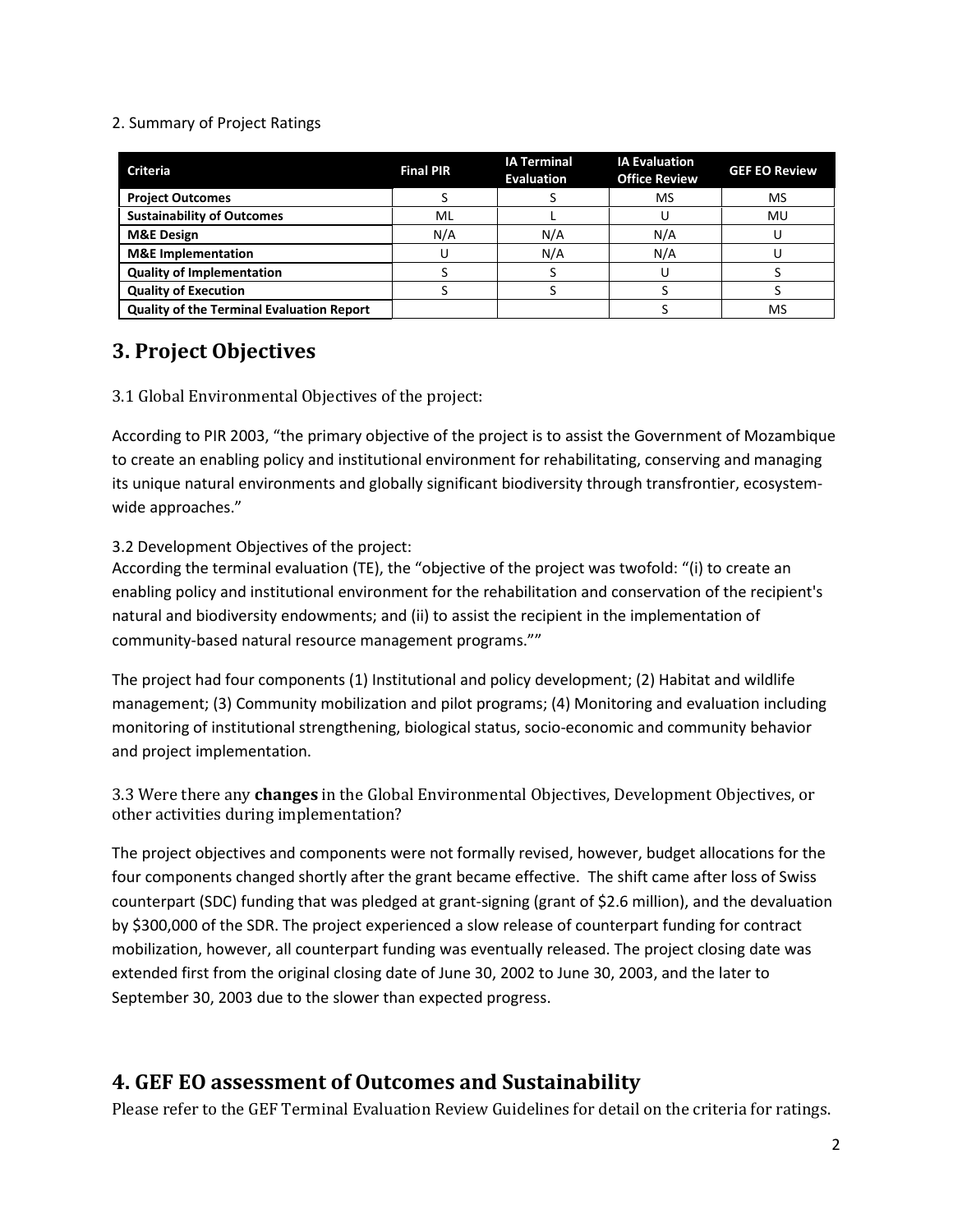2. Summary of Project Ratings

| Criteria | Final PIR | IA Terminal Evaluation | IA Evaluation Office Review | GEF EO Review |
|---|---|---|---|---|
| **Project Outcomes** | S | S | MS | MS |
| **Sustainability of Outcomes** | ML | L | U | MU |
| **M&E Design** | N/A | N/A | N/A | U |
| **M&E Implementation** | U | N/A | N/A | U |
| **Quality of Implementation** | S | S | U | S |
| **Quality of Execution** | S | S | S | S |
| **Quality of the Terminal Evaluation Report** | | | S | MS |

# 3. Project Objectives

3.1 Global Environmental Objectives of the project:

According to PIR 2003, "the primary objective of the project is to assist the Government of Mozambique to create an enabling policy and institutional environment for rehabilitating, conserving and managing its unique natural environments and globally significant biodiversity through transfrontier, ecosystem-wide approaches."

3.2 Development Objectives of the project:

According the terminal evaluation (TE), the "objective of the project was twofold: "(i) to create an enabling policy and institutional environment for the rehabilitation and conservation of the recipient's natural and biodiversity endowments; and (ii) to assist the recipient in the implementation of community-based natural resource management programs.""

The project had four components (1) Institutional and policy development; (2) Habitat and wildlife management; (3) Community mobilization and pilot programs; (4) Monitoring and evaluation including monitoring of institutional strengthening, biological status, socio-economic and community behavior and project implementation.

3.3 Were there any **changes** in the Global Environmental Objectives, Development Objectives, or other activities during implementation?

The project objectives and components were not formally revised, however, budget allocations for the four components changed shortly after the grant became effective. The shift came after loss of Swiss counterpart (SDC) funding that was pledged at grant-signing (grant of $2.6 million), and the devaluation by $300,000 of the SDR. The project experienced a slow release of counterpart funding for contract mobilization, however, all counterpart funding was eventually released. The project closing date was extended first from the original closing date of June 30, 2002 to June 30, 2003, and the later to September 30, 2003 due to the slower than expected progress.

# 4. GEF EO assessment of Outcomes and Sustainability

Please refer to the GEF Terminal Evaluation Review Guidelines for detail on the criteria for ratings.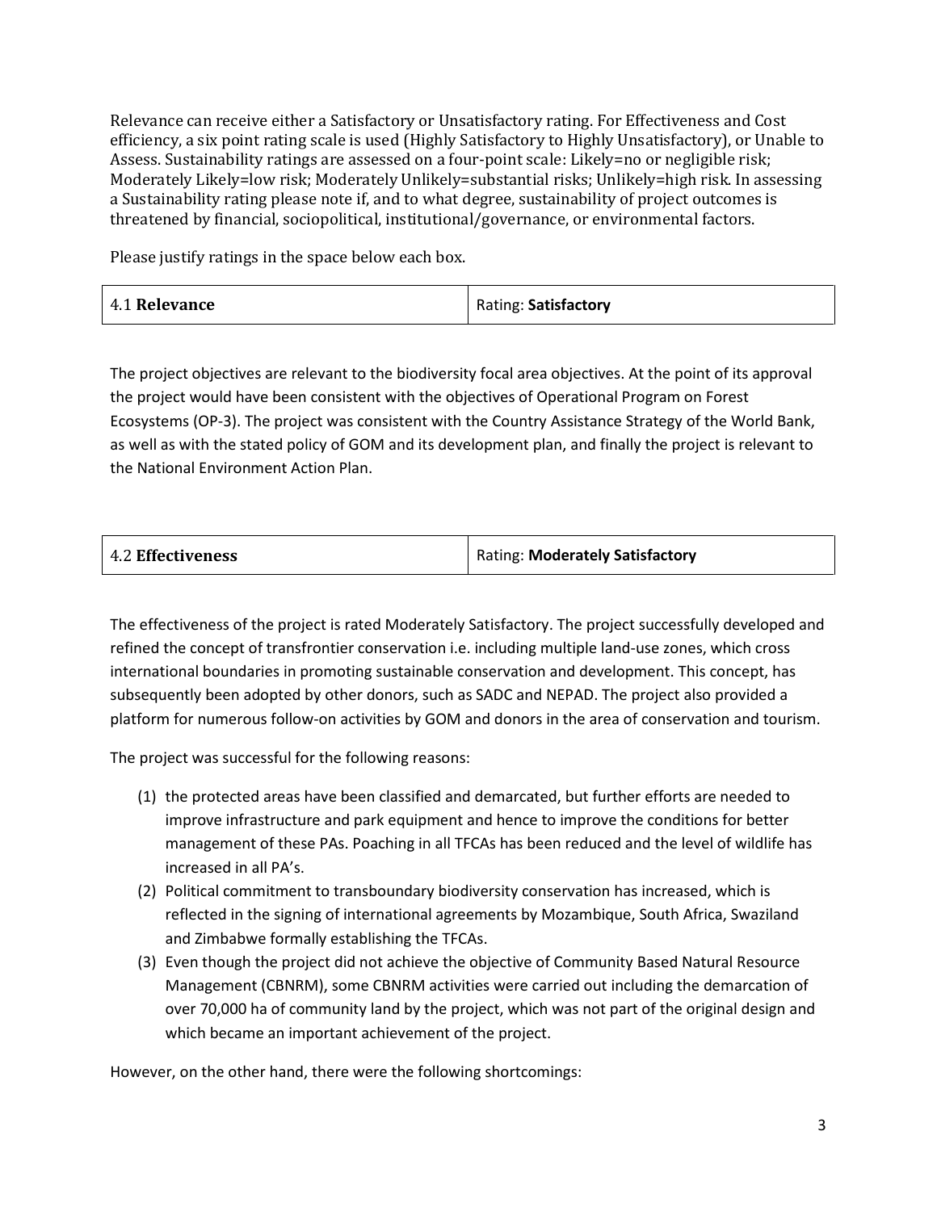Relevance can receive either a Satisfactory or Unsatisfactory rating. For Effectiveness and Cost efficiency, a six point rating scale is used (Highly Satisfactory to Highly Unsatisfactory), or Unable to Assess. Sustainability ratings are assessed on a four-point scale: Likely=no or negligible risk; Moderately Likely=low risk; Moderately Unlikely=substantial risks; Unlikely=high risk. In assessing a Sustainability rating please note if, and to what degree, sustainability of project outcomes is threatened by financial, sociopolitical, institutional/governance, or environmental factors.

Please justify ratings in the space below each box.

| 4.1 **Relevance** | Rating: **Satisfactory** |
|---|---|

The project objectives are relevant to the biodiversity focal area objectives. At the point of its approval the project would have been consistent with the objectives of Operational Program on Forest Ecosystems (OP-3). The project was consistent with the Country Assistance Strategy of the World Bank, as well as with the stated policy of GOM and its development plan, and finally the project is relevant to the National Environment Action Plan.

| 4.2 **Effectiveness** | Rating: **Moderately Satisfactory** |
|---|---|

The effectiveness of the project is rated Moderately Satisfactory. The project successfully developed and refined the concept of transfrontier conservation i.e. including multiple land-use zones, which cross international boundaries in promoting sustainable conservation and development. This concept, has subsequently been adopted by other donors, such as SADC and NEPAD. The project also provided a platform for numerous follow-on activities by GOM and donors in the area of conservation and tourism.

The project was successful for the following reasons:

(1) the protected areas have been classified and demarcated, but further efforts are needed to improve infrastructure and park equipment and hence to improve the conditions for better management of these PAs. Poaching in all TFCAs has been reduced and the level of wildlife has increased in all PA's.
(2) Political commitment to transboundary biodiversity conservation has increased, which is reflected in the signing of international agreements by Mozambique, South Africa, Swaziland and Zimbabwe formally establishing the TFCAs.
(3) Even though the project did not achieve the objective of Community Based Natural Resource Management (CBNRM), some CBNRM activities were carried out including the demarcation of over 70,000 ha of community land by the project, which was not part of the original design and which became an important achievement of the project.

However, on the other hand, there were the following shortcomings: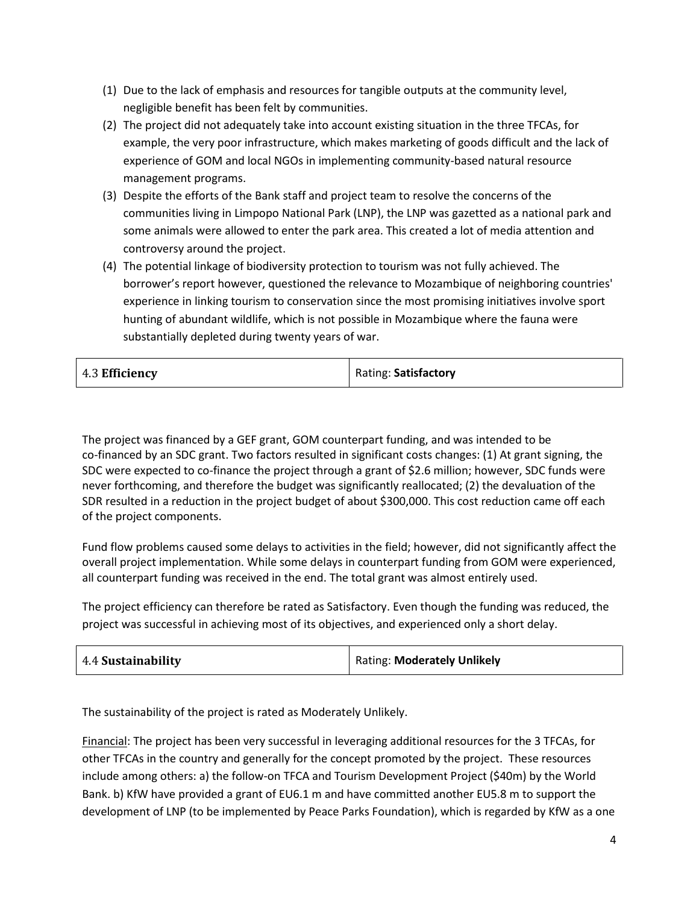(1) Due to the lack of emphasis and resources for tangible outputs at the community level, negligible benefit has been felt by communities.
(2) The project did not adequately take into account existing situation in the three TFCAs, for example, the very poor infrastructure, which makes marketing of goods difficult and the lack of experience of GOM and local NGOs in implementing community-based natural resource management programs.
(3) Despite the efforts of the Bank staff and project team to resolve the concerns of the communities living in Limpopo National Park (LNP), the LNP was gazetted as a national park and some animals were allowed to enter the park area. This created a lot of media attention and controversy around the project.
(4) The potential linkage of biodiversity protection to tourism was not fully achieved. The borrower's report however, questioned the relevance to Mozambique of neighboring countries' experience in linking tourism to conservation since the most promising initiatives involve sport hunting of abundant wildlife, which is not possible in Mozambique where the fauna were substantially depleted during twenty years of war.

| 4.3 **Efficiency** | Rating: **Satisfactory** |
|---|---|

The project was financed by a GEF grant, GOM counterpart funding, and was intended to be co-financed by an SDC grant. Two factors resulted in significant costs changes: (1) At grant signing, the SDC were expected to co-finance the project through a grant of $2.6 million; however, SDC funds were never forthcoming, and therefore the budget was significantly reallocated; (2) the devaluation of the SDR resulted in a reduction in the project budget of about $300,000. This cost reduction came off each of the project components.

Fund flow problems caused some delays to activities in the field; however, did not significantly affect the overall project implementation. While some delays in counterpart funding from GOM were experienced, all counterpart funding was received in the end. The total grant was almost entirely used.

The project efficiency can therefore be rated as Satisfactory. Even though the funding was reduced, the project was successful in achieving most of its objectives, and experienced only a short delay.

| 4.4 **Sustainability** | Rating: **Moderately Unlikely** |
|---|---|

The sustainability of the project is rated as Moderately Unlikely.

Financial: The project has been very successful in leveraging additional resources for the 3 TFCAs, for other TFCAs in the country and generally for the concept promoted by the project. These resources include among others: a) the follow-on TFCA and Tourism Development Project ($40m) by the World Bank. b) KfW have provided a grant of EU6.1 m and have committed another EU5.8 m to support the development of LNP (to be implemented by Peace Parks Foundation), which is regarded by KfW as a one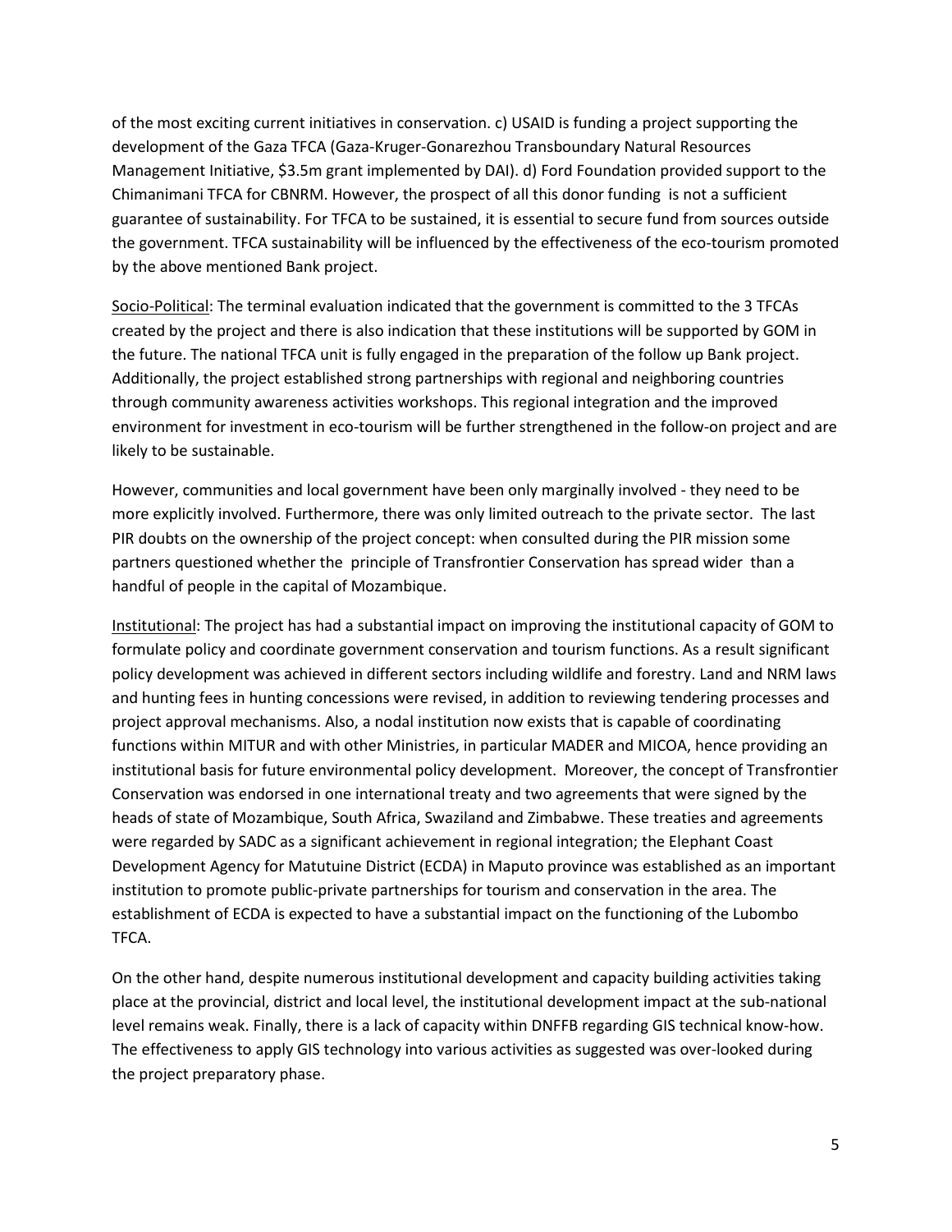of the most exciting current initiatives in conservation. c) USAID is funding a project supporting the development of the Gaza TFCA (Gaza-Kruger-Gonarezhou Transboundary Natural Resources Management Initiative, $3.5m grant implemented by DAI). d) Ford Foundation provided support to the Chimanimani TFCA for CBNRM. However, the prospect of all this donor funding is not a sufficient guarantee of sustainability. For TFCA to be sustained, it is essential to secure fund from sources outside the government. TFCA sustainability will be influenced by the effectiveness of the eco-tourism promoted by the above mentioned Bank project.

Socio-Political: The terminal evaluation indicated that the government is committed to the 3 TFCAs created by the project and there is also indication that these institutions will be supported by GOM in the future. The national TFCA unit is fully engaged in the preparation of the follow up Bank project. Additionally, the project established strong partnerships with regional and neighboring countries through community awareness activities workshops. This regional integration and the improved environment for investment in eco-tourism will be further strengthened in the follow-on project and are likely to be sustainable.

However, communities and local government have been only marginally involved - they need to be more explicitly involved. Furthermore, there was only limited outreach to the private sector. The last PIR doubts on the ownership of the project concept: when consulted during the PIR mission some partners questioned whether the principle of Transfrontier Conservation has spread wider than a handful of people in the capital of Mozambique.

Institutional: The project has had a substantial impact on improving the institutional capacity of GOM to formulate policy and coordinate government conservation and tourism functions. As a result significant policy development was achieved in different sectors including wildlife and forestry. Land and NRM laws and hunting fees in hunting concessions were revised, in addition to reviewing tendering processes and project approval mechanisms. Also, a nodal institution now exists that is capable of coordinating functions within MITUR and with other Ministries, in particular MADER and MICOA, hence providing an institutional basis for future environmental policy development. Moreover, the concept of Transfrontier Conservation was endorsed in one international treaty and two agreements that were signed by the heads of state of Mozambique, South Africa, Swaziland and Zimbabwe. These treaties and agreements were regarded by SADC as a significant achievement in regional integration; the Elephant Coast Development Agency for Matutuine District (ECDA) in Maputo province was established as an important institution to promote public-private partnerships for tourism and conservation in the area. The establishment of ECDA is expected to have a substantial impact on the functioning of the Lubombo TFCA.

On the other hand, despite numerous institutional development and capacity building activities taking place at the provincial, district and local level, the institutional development impact at the sub-national level remains weak. Finally, there is a lack of capacity within DNFFB regarding GIS technical know-how. The effectiveness to apply GIS technology into various activities as suggested was over-looked during the project preparatory phase.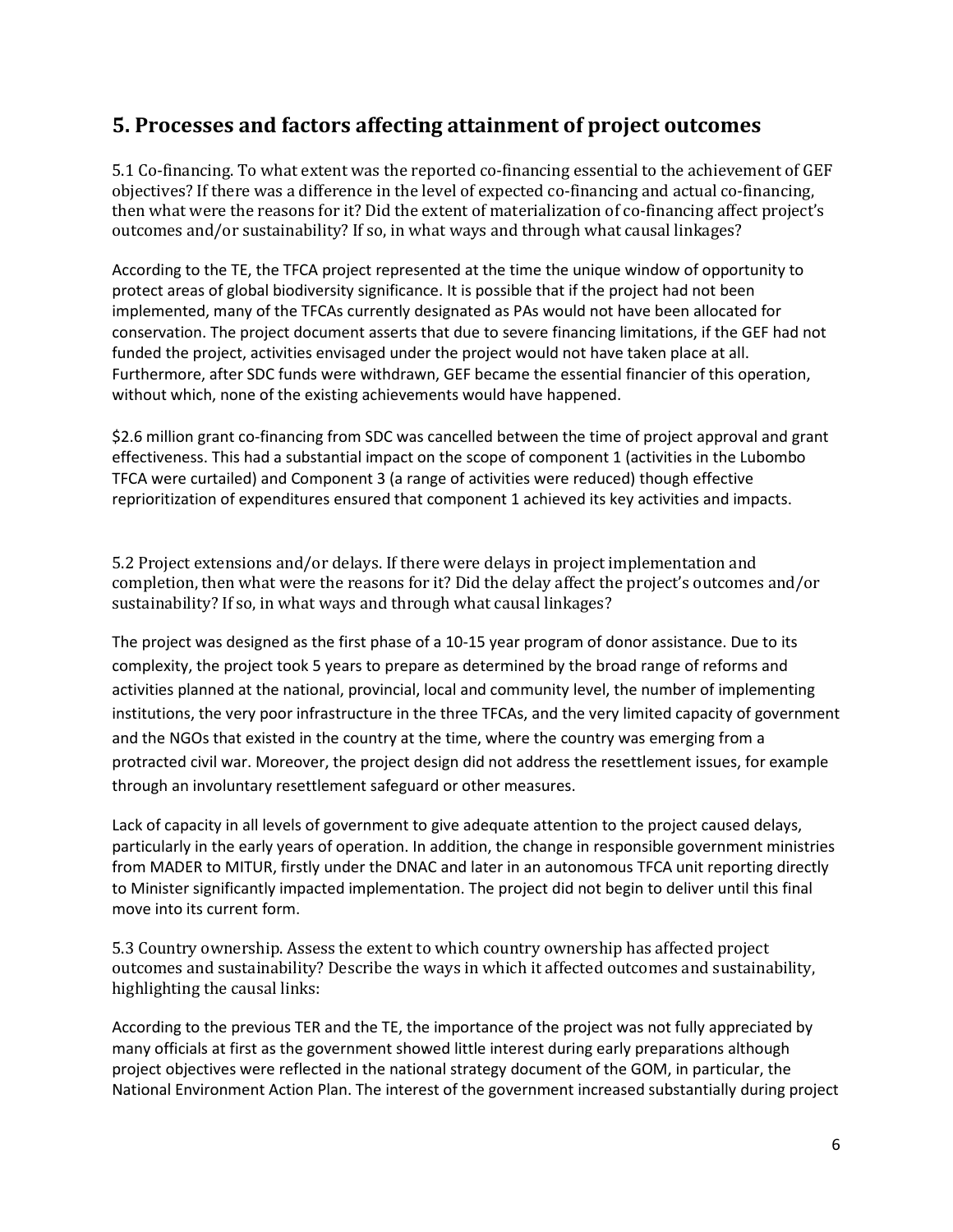## 5. Processes and factors affecting attainment of project outcomes

5.1 Co-financing. To what extent was the reported co-financing essential to the achievement of GEF objectives? If there was a difference in the level of expected co-financing and actual co-financing, then what were the reasons for it? Did the extent of materialization of co-financing affect project's outcomes and/or sustainability? If so, in what ways and through what causal linkages?

According to the TE, the TFCA project represented at the time the unique window of opportunity to protect areas of global biodiversity significance. It is possible that if the project had not been implemented, many of the TFCAs currently designated as PAs would not have been allocated for conservation. The project document asserts that due to severe financing limitations, if the GEF had not funded the project, activities envisaged under the project would not have taken place at all. Furthermore, after SDC funds were withdrawn, GEF became the essential financier of this operation, without which, none of the existing achievements would have happened.

$2.6 million grant co-financing from SDC was cancelled between the time of project approval and grant effectiveness. This had a substantial impact on the scope of component 1 (activities in the Lubombo TFCA were curtailed) and Component 3 (a range of activities were reduced) though effective reprioritization of expenditures ensured that component 1 achieved its key activities and impacts.

5.2 Project extensions and/or delays. If there were delays in project implementation and completion, then what were the reasons for it? Did the delay affect the project's outcomes and/or sustainability? If so, in what ways and through what causal linkages?

The project was designed as the first phase of a 10-15 year program of donor assistance. Due to its complexity, the project took 5 years to prepare as determined by the broad range of reforms and activities planned at the national, provincial, local and community level, the number of implementing institutions, the very poor infrastructure in the three TFCAs, and the very limited capacity of government and the NGOs that existed in the country at the time, where the country was emerging from a protracted civil war. Moreover, the project design did not address the resettlement issues, for example through an involuntary resettlement safeguard or other measures.

Lack of capacity in all levels of government to give adequate attention to the project caused delays, particularly in the early years of operation. In addition, the change in responsible government ministries from MADER to MITUR, firstly under the DNAC and later in an autonomous TFCA unit reporting directly to Minister significantly impacted implementation. The project did not begin to deliver until this final move into its current form.

5.3 Country ownership. Assess the extent to which country ownership has affected project outcomes and sustainability? Describe the ways in which it affected outcomes and sustainability, highlighting the causal links:

According to the previous TER and the TE, the importance of the project was not fully appreciated by many officials at first as the government showed little interest during early preparations although project objectives were reflected in the national strategy document of the GOM, in particular, the National Environment Action Plan. The interest of the government increased substantially during project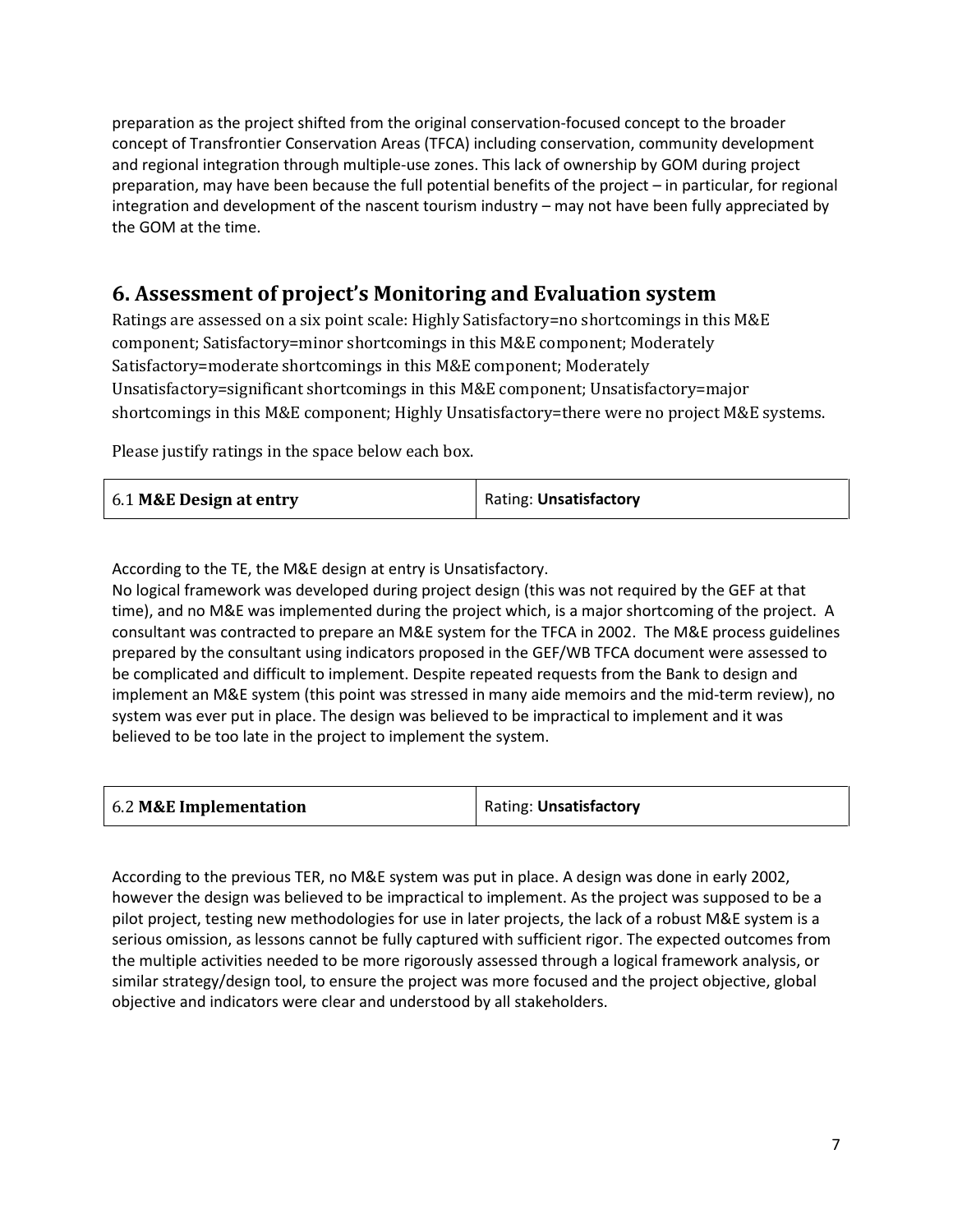preparation as the project shifted from the original conservation-focused concept to the broader concept of Transfrontier Conservation Areas (TFCA) including conservation, community development and regional integration through multiple-use zones. This lack of ownership by GOM during project preparation, may have been because the full potential benefits of the project – in particular, for regional integration and development of the nascent tourism industry – may not have been fully appreciated by the GOM at the time.

## 6. Assessment of project's Monitoring and Evaluation system

Ratings are assessed on a six point scale: Highly Satisfactory=no shortcomings in this M&E component; Satisfactory=minor shortcomings in this M&E component; Moderately Satisfactory=moderate shortcomings in this M&E component; Moderately Unsatisfactory=significant shortcomings in this M&E component; Unsatisfactory=major shortcomings in this M&E component; Highly Unsatisfactory=there were no project M&E systems.

Please justify ratings in the space below each box.

| 6.1 **M&E Design at entry** | Rating: **Unsatisfactory** |
|---|---|

According to the TE, the M&E design at entry is Unsatisfactory.

No logical framework was developed during project design (this was not required by the GEF at that time), and no M&E was implemented during the project which, is a major shortcoming of the project. A consultant was contracted to prepare an M&E system for the TFCA in 2002. The M&E process guidelines prepared by the consultant using indicators proposed in the GEF/WB TFCA document were assessed to be complicated and difficult to implement. Despite repeated requests from the Bank to design and implement an M&E system (this point was stressed in many aide memoirs and the mid-term review), no system was ever put in place. The design was believed to be impractical to implement and it was believed to be too late in the project to implement the system.

| 6.2 **M&E Implementation** | Rating: **Unsatisfactory** |
|---|---|

According to the previous TER, no M&E system was put in place. A design was done in early 2002, however the design was believed to be impractical to implement. As the project was supposed to be a pilot project, testing new methodologies for use in later projects, the lack of a robust M&E system is a serious omission, as lessons cannot be fully captured with sufficient rigor. The expected outcomes from the multiple activities needed to be more rigorously assessed through a logical framework analysis, or similar strategy/design tool, to ensure the project was more focused and the project objective, global objective and indicators were clear and understood by all stakeholders.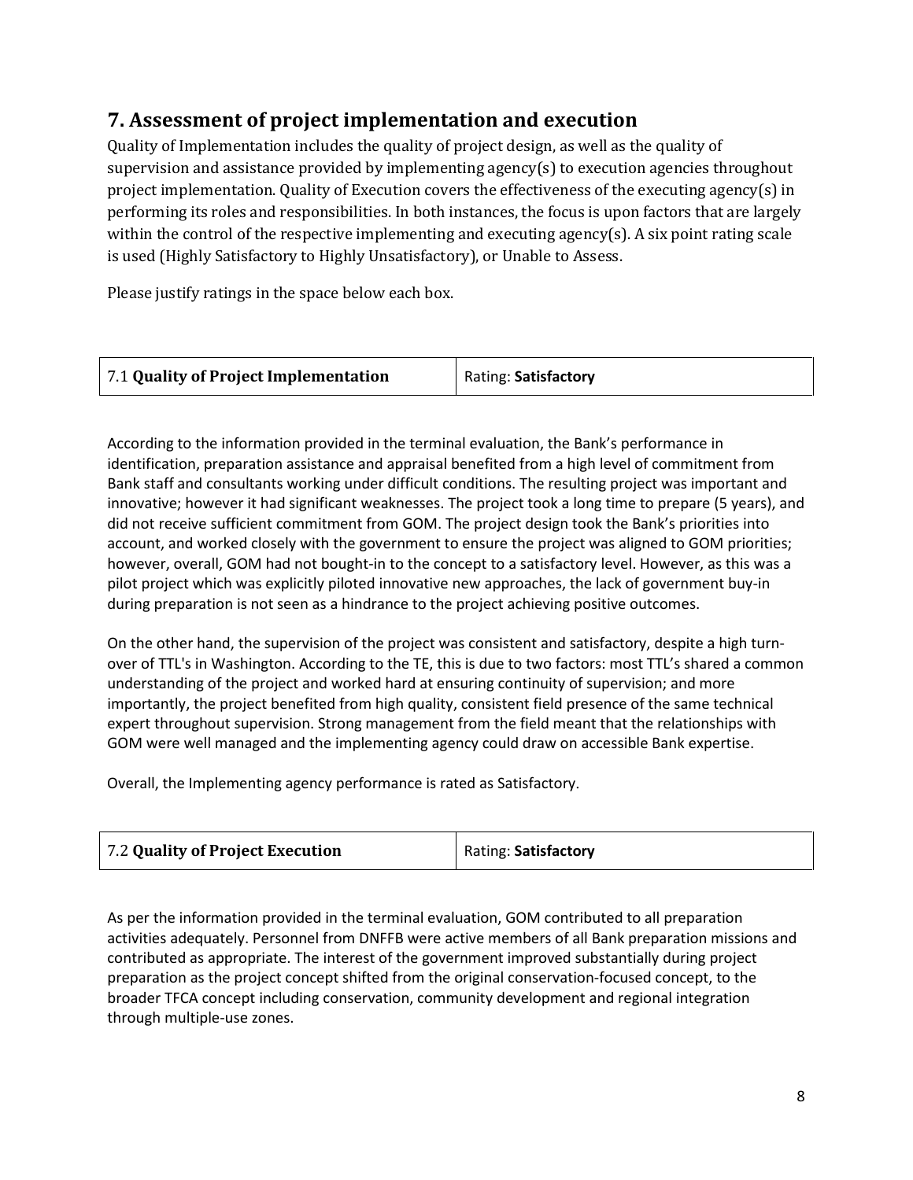## 7. Assessment of project implementation and execution

Quality of Implementation includes the quality of project design, as well as the quality of supervision and assistance provided by implementing agency(s) to execution agencies throughout project implementation. Quality of Execution covers the effectiveness of the executing agency(s) in performing its roles and responsibilities. In both instances, the focus is upon factors that are largely within the control of the respective implementing and executing agency(s). A six point rating scale is used (Highly Satisfactory to Highly Unsatisfactory), or Unable to Assess.

Please justify ratings in the space below each box.

| 7.1 **Quality of Project Implementation** | Rating: **Satisfactory** |
|---|---|

According to the information provided in the terminal evaluation, the Bank's performance in identification, preparation assistance and appraisal benefited from a high level of commitment from Bank staff and consultants working under difficult conditions. The resulting project was important and innovative; however it had significant weaknesses. The project took a long time to prepare (5 years), and did not receive sufficient commitment from GOM. The project design took the Bank's priorities into account, and worked closely with the government to ensure the project was aligned to GOM priorities; however, overall, GOM had not bought-in to the concept to a satisfactory level. However, as this was a pilot project which was explicitly piloted innovative new approaches, the lack of government buy-in during preparation is not seen as a hindrance to the project achieving positive outcomes.

On the other hand, the supervision of the project was consistent and satisfactory, despite a high turn-over of TTL's in Washington. According to the TE, this is due to two factors: most TTL's shared a common understanding of the project and worked hard at ensuring continuity of supervision; and more importantly, the project benefited from high quality, consistent field presence of the same technical expert throughout supervision. Strong management from the field meant that the relationships with GOM were well managed and the implementing agency could draw on accessible Bank expertise.

Overall, the Implementing agency performance is rated as Satisfactory.

| 7.2 **Quality of Project Execution** | Rating: **Satisfactory** |
|---|---|

As per the information provided in the terminal evaluation, GOM contributed to all preparation activities adequately. Personnel from DNFFB were active members of all Bank preparation missions and contributed as appropriate. The interest of the government improved substantially during project preparation as the project concept shifted from the original conservation-focused concept, to the broader TFCA concept including conservation, community development and regional integration through multiple-use zones.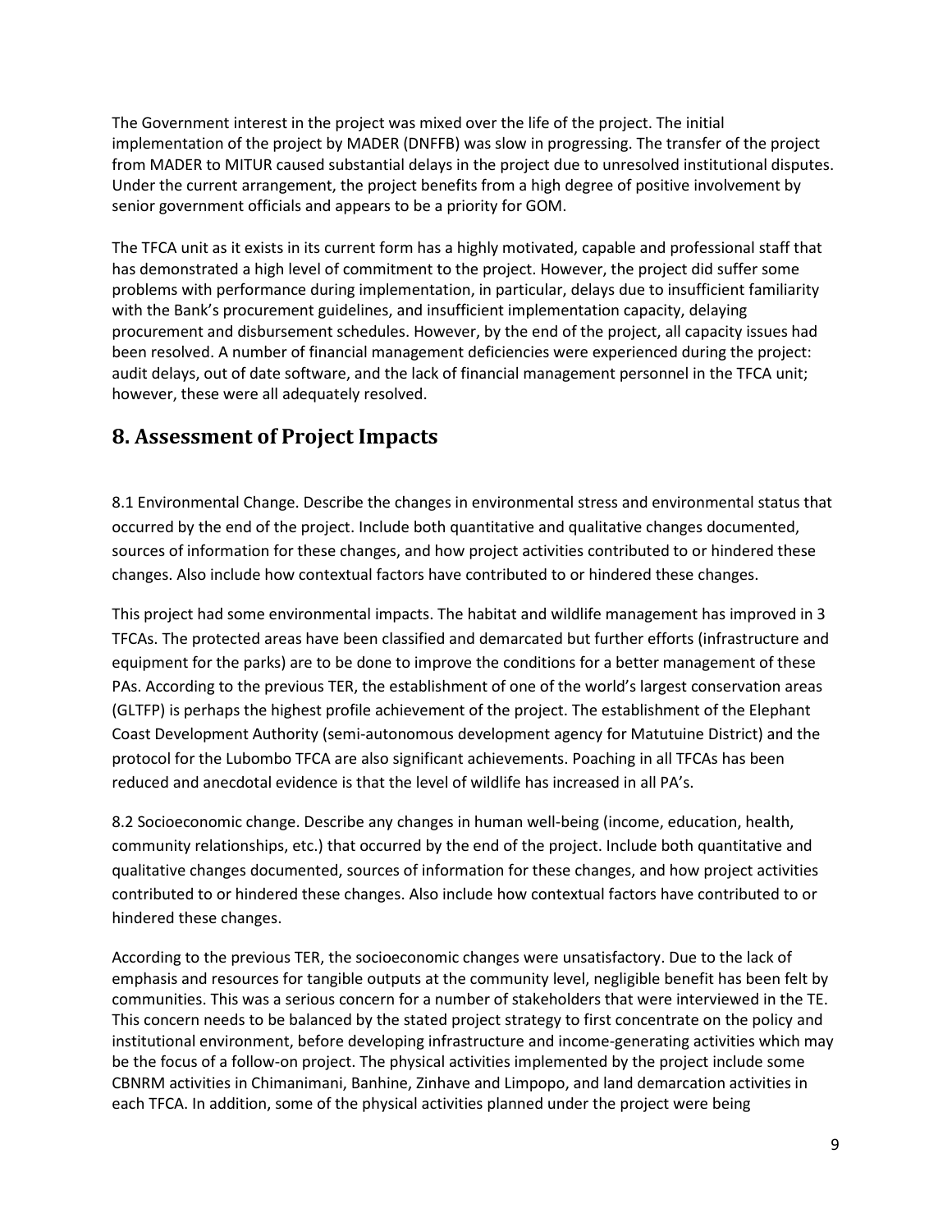The Government interest in the project was mixed over the life of the project. The initial implementation of the project by MADER (DNFFB) was slow in progressing. The transfer of the project from MADER to MITUR caused substantial delays in the project due to unresolved institutional disputes. Under the current arrangement, the project benefits from a high degree of positive involvement by senior government officials and appears to be a priority for GOM.

The TFCA unit as it exists in its current form has a highly motivated, capable and professional staff that has demonstrated a high level of commitment to the project. However, the project did suffer some problems with performance during implementation, in particular, delays due to insufficient familiarity with the Bank's procurement guidelines, and insufficient implementation capacity, delaying procurement and disbursement schedules. However, by the end of the project, all capacity issues had been resolved. A number of financial management deficiencies were experienced during the project: audit delays, out of date software, and the lack of financial management personnel in the TFCA unit; however, these were all adequately resolved.

## 8. Assessment of Project Impacts

8.1 Environmental Change. Describe the changes in environmental stress and environmental status that occurred by the end of the project. Include both quantitative and qualitative changes documented, sources of information for these changes, and how project activities contributed to or hindered these changes. Also include how contextual factors have contributed to or hindered these changes.

This project had some environmental impacts. The habitat and wildlife management has improved in 3 TFCAs. The protected areas have been classified and demarcated but further efforts (infrastructure and equipment for the parks) are to be done to improve the conditions for a better management of these PAs. According to the previous TER, the establishment of one of the world's largest conservation areas (GLTFP) is perhaps the highest profile achievement of the project. The establishment of the Elephant Coast Development Authority (semi-autonomous development agency for Matutuine District) and the protocol for the Lubombo TFCA are also significant achievements. Poaching in all TFCAs has been reduced and anecdotal evidence is that the level of wildlife has increased in all PA's.

8.2 Socioeconomic change. Describe any changes in human well-being (income, education, health, community relationships, etc.) that occurred by the end of the project. Include both quantitative and qualitative changes documented, sources of information for these changes, and how project activities contributed to or hindered these changes. Also include how contextual factors have contributed to or hindered these changes.

According to the previous TER, the socioeconomic changes were unsatisfactory. Due to the lack of emphasis and resources for tangible outputs at the community level, negligible benefit has been felt by communities. This was a serious concern for a number of stakeholders that were interviewed in the TE. This concern needs to be balanced by the stated project strategy to first concentrate on the policy and institutional environment, before developing infrastructure and income-generating activities which may be the focus of a follow-on project. The physical activities implemented by the project include some CBNRM activities in Chimanimani, Banhine, Zinhave and Limpopo, and land demarcation activities in each TFCA. In addition, some of the physical activities planned under the project were being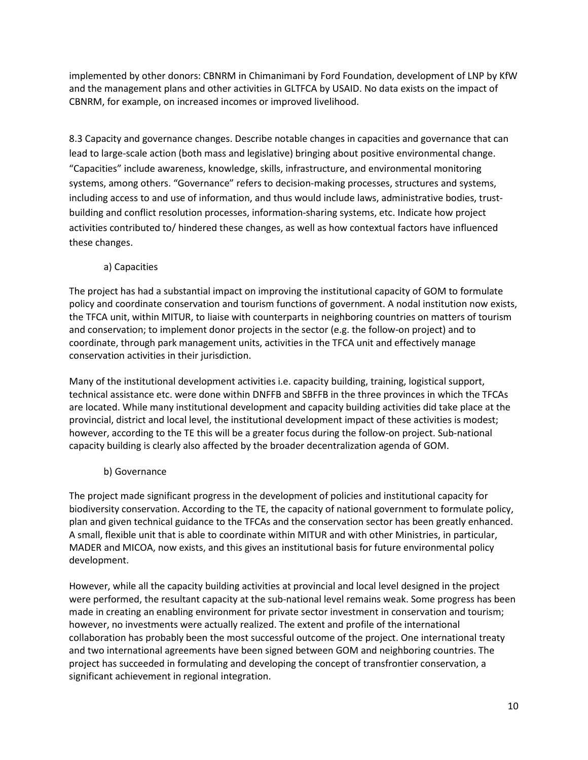implemented by other donors: CBNRM in Chimanimani by Ford Foundation, development of LNP by KfW and the management plans and other activities in GLTFCA by USAID. No data exists on the impact of CBNRM, for example, on increased incomes or improved livelihood.

8.3 Capacity and governance changes. Describe notable changes in capacities and governance that can lead to large-scale action (both mass and legislative) bringing about positive environmental change. "Capacities" include awareness, knowledge, skills, infrastructure, and environmental monitoring systems, among others. "Governance" refers to decision-making processes, structures and systems, including access to and use of information, and thus would include laws, administrative bodies, trust-building and conflict resolution processes, information-sharing systems, etc. Indicate how project activities contributed to/ hindered these changes, as well as how contextual factors have influenced these changes.

a) Capacities

The project has had a substantial impact on improving the institutional capacity of GOM to formulate policy and coordinate conservation and tourism functions of government. A nodal institution now exists, the TFCA unit, within MITUR, to liaise with counterparts in neighboring countries on matters of tourism and conservation; to implement donor projects in the sector (e.g. the follow-on project) and to coordinate, through park management units, activities in the TFCA unit and effectively manage conservation activities in their jurisdiction.

Many of the institutional development activities i.e. capacity building, training, logistical support, technical assistance etc. were done within DNFFB and SBFFB in the three provinces in which the TFCAs are located. While many institutional development and capacity building activities did take place at the provincial, district and local level, the institutional development impact of these activities is modest; however, according to the TE this will be a greater focus during the follow-on project. Sub-national capacity building is clearly also affected by the broader decentralization agenda of GOM.

b) Governance

The project made significant progress in the development of policies and institutional capacity for biodiversity conservation. According to the TE, the capacity of national government to formulate policy, plan and given technical guidance to the TFCAs and the conservation sector has been greatly enhanced. A small, flexible unit that is able to coordinate within MITUR and with other Ministries, in particular, MADER and MICOA, now exists, and this gives an institutional basis for future environmental policy development.

However, while all the capacity building activities at provincial and local level designed in the project were performed, the resultant capacity at the sub-national level remains weak. Some progress has been made in creating an enabling environment for private sector investment in conservation and tourism; however, no investments were actually realized. The extent and profile of the international collaboration has probably been the most successful outcome of the project. One international treaty and two international agreements have been signed between GOM and neighboring countries. The project has succeeded in formulating and developing the concept of transfrontier conservation, a significant achievement in regional integration.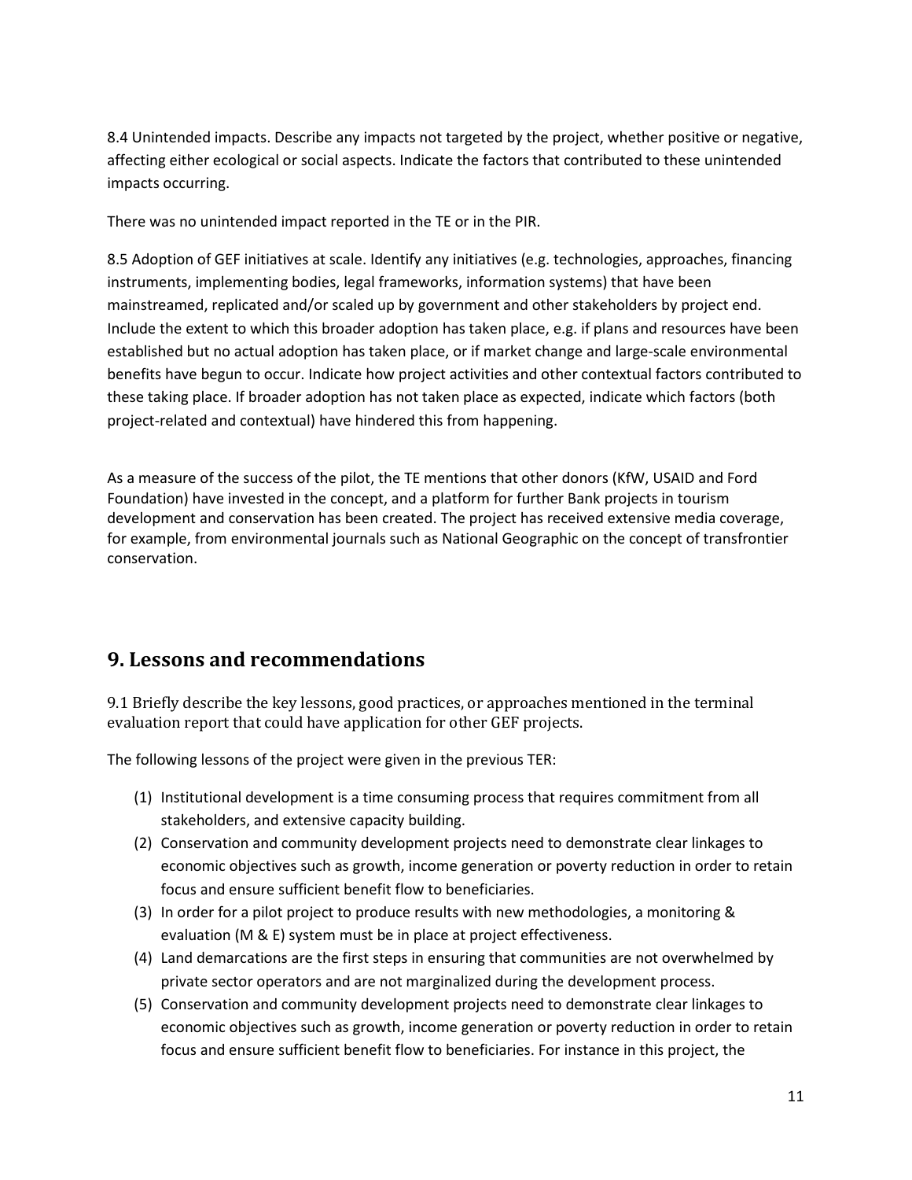8.4 Unintended impacts. Describe any impacts not targeted by the project, whether positive or negative, affecting either ecological or social aspects. Indicate the factors that contributed to these unintended impacts occurring.

There was no unintended impact reported in the TE or in the PIR.

8.5 Adoption of GEF initiatives at scale. Identify any initiatives (e.g. technologies, approaches, financing instruments, implementing bodies, legal frameworks, information systems) that have been mainstreamed, replicated and/or scaled up by government and other stakeholders by project end. Include the extent to which this broader adoption has taken place, e.g. if plans and resources have been established but no actual adoption has taken place, or if market change and large-scale environmental benefits have begun to occur. Indicate how project activities and other contextual factors contributed to these taking place. If broader adoption has not taken place as expected, indicate which factors (both project-related and contextual) have hindered this from happening.

As a measure of the success of the pilot, the TE mentions that other donors (KfW, USAID and Ford Foundation) have invested in the concept, and a platform for further Bank projects in tourism development and conservation has been created. The project has received extensive media coverage, for example, from environmental journals such as National Geographic on the concept of transfrontier conservation.

## 9. Lessons and recommendations

9.1 Briefly describe the key lessons, good practices, or approaches mentioned in the terminal evaluation report that could have application for other GEF projects.

The following lessons of the project were given in the previous TER:

(1) Institutional development is a time consuming process that requires commitment from all stakeholders, and extensive capacity building.

(2) Conservation and community development projects need to demonstrate clear linkages to economic objectives such as growth, income generation or poverty reduction in order to retain focus and ensure sufficient benefit flow to beneficiaries.

(3) In order for a pilot project to produce results with new methodologies, a monitoring & evaluation (M & E) system must be in place at project effectiveness.

(4) Land demarcations are the first steps in ensuring that communities are not overwhelmed by private sector operators and are not marginalized during the development process.

(5) Conservation and community development projects need to demonstrate clear linkages to economic objectives such as growth, income generation or poverty reduction in order to retain focus and ensure sufficient benefit flow to beneficiaries. For instance in this project, the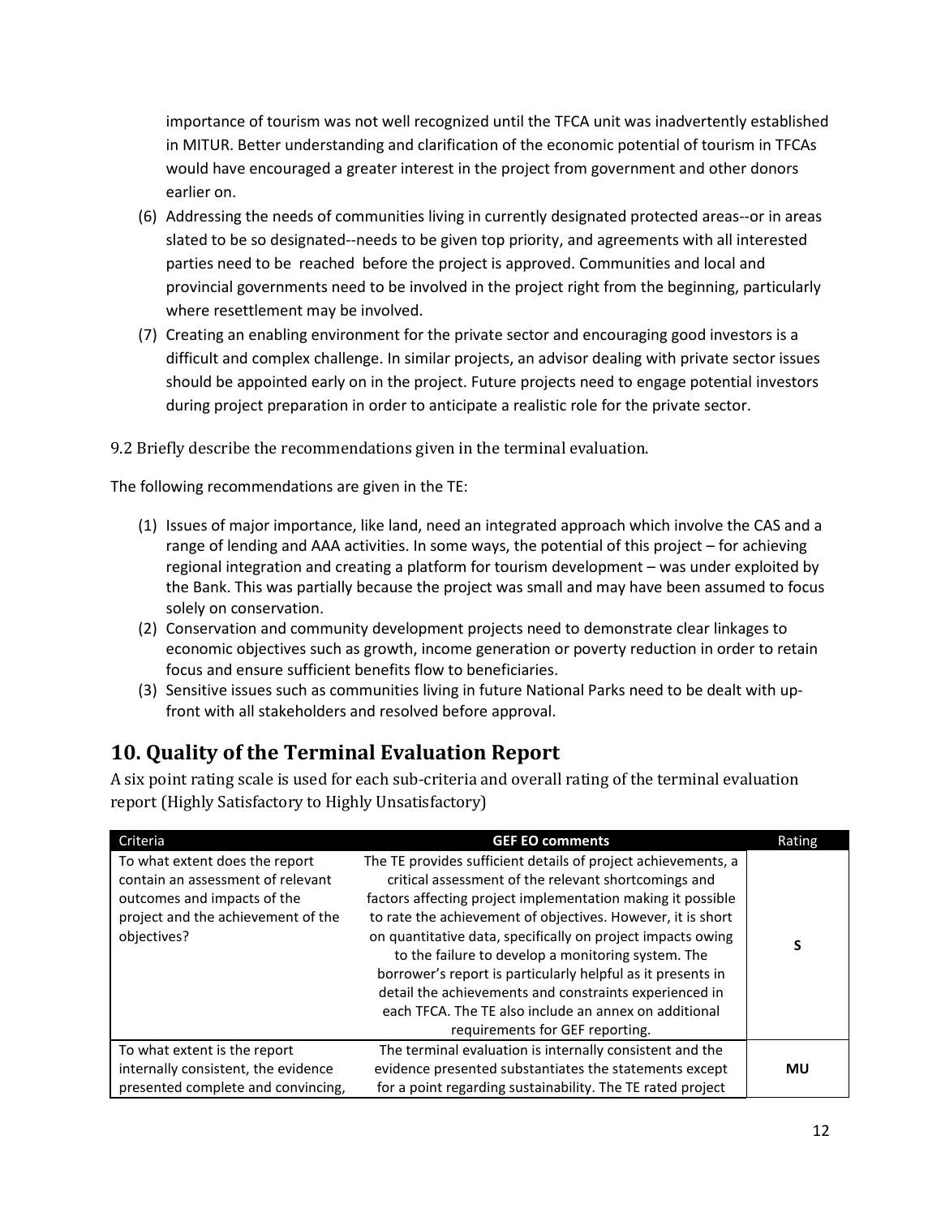importance of tourism was not well recognized until the TFCA unit was inadvertently established in MITUR. Better understanding and clarification of the economic potential of tourism in TFCAs would have encouraged a greater interest in the project from government and other donors earlier on.

(6) Addressing the needs of communities living in currently designated protected areas--or in areas slated to be so designated--needs to be given top priority, and agreements with all interested parties need to be reached before the project is approved. Communities and local and provincial governments need to be involved in the project right from the beginning, particularly where resettlement may be involved.

(7) Creating an enabling environment for the private sector and encouraging good investors is a difficult and complex challenge. In similar projects, an advisor dealing with private sector issues should be appointed early on in the project. Future projects need to engage potential investors during project preparation in order to anticipate a realistic role for the private sector.

9.2 Briefly describe the recommendations given in the terminal evaluation.

The following recommendations are given in the TE:

(1) Issues of major importance, like land, need an integrated approach which involve the CAS and a range of lending and AAA activities. In some ways, the potential of this project – for achieving regional integration and creating a platform for tourism development – was under exploited by the Bank. This was partially because the project was small and may have been assumed to focus solely on conservation.
(2) Conservation and community development projects need to demonstrate clear linkages to economic objectives such as growth, income generation or poverty reduction in order to retain focus and ensure sufficient benefits flow to beneficiaries.
(3) Sensitive issues such as communities living in future National Parks need to be dealt with up-front with all stakeholders and resolved before approval.

## 10. Quality of the Terminal Evaluation Report

A six point rating scale is used for each sub-criteria and overall rating of the terminal evaluation report (Highly Satisfactory to Highly Unsatisfactory)

| Criteria | GEF EO comments | Rating |
|---|---|---|
| To what extent does the report contain an assessment of relevant outcomes and impacts of the project and the achievement of the objectives? | The TE provides sufficient details of project achievements, a critical assessment of the relevant shortcomings and factors affecting project implementation making it possible to rate the achievement of objectives. However, it is short on quantitative data, specifically on project impacts owing to the failure to develop a monitoring system. The borrower's report is particularly helpful as it presents in detail the achievements and constraints experienced in each TFCA. The TE also include an annex on additional requirements for GEF reporting. | **S** |
| To what extent is the report internally consistent, the evidence presented complete and convincing, | The terminal evaluation is internally consistent and the evidence presented substantiates the statements except for a point regarding sustainability. The TE rated project | **MU** |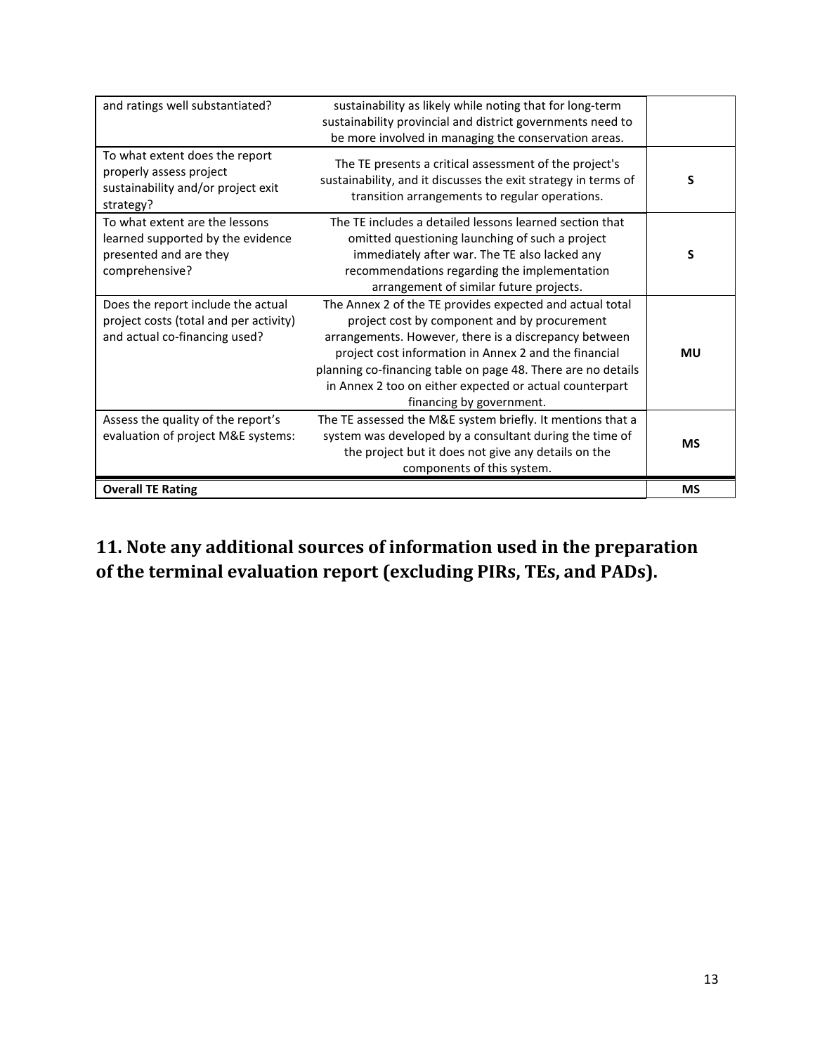| | | |
|---|---|---|
| and ratings well substantiated? | sustainability as likely while noting that for long-term sustainability provincial and district governments need to be more involved in managing the conservation areas. | |
| To what extent does the report properly assess project sustainability and/or project exit strategy? | The TE presents a critical assessment of the project's sustainability, and it discusses the exit strategy in terms of transition arrangements to regular operations. | **S** |
| To what extent are the lessons learned supported by the evidence presented and are they comprehensive? | The TE includes a detailed lessons learned section that omitted questioning launching of such a project immediately after war. The TE also lacked any recommendations regarding the implementation arrangement of similar future projects. | **S** |
| Does the report include the actual project costs (total and per activity) and actual co-financing used? | The Annex 2 of the TE provides expected and actual total project cost by component and by procurement arrangements. However, there is a discrepancy between project cost information in Annex 2 and the financial planning co-financing table on page 48. There are no details in Annex 2 too on either expected or actual counterpart financing by government. | **MU** |
| Assess the quality of the report's evaluation of project M&E systems: | The TE assessed the M&E system briefly. It mentions that a system was developed by a consultant during the time of the project but it does not give any details on the components of this system. | **MS** |
| **Overall TE Rating** | | **MS** |

## 11. Note any additional sources of information used in the preparation of the terminal evaluation report (excluding PIRs, TEs, and PADs).